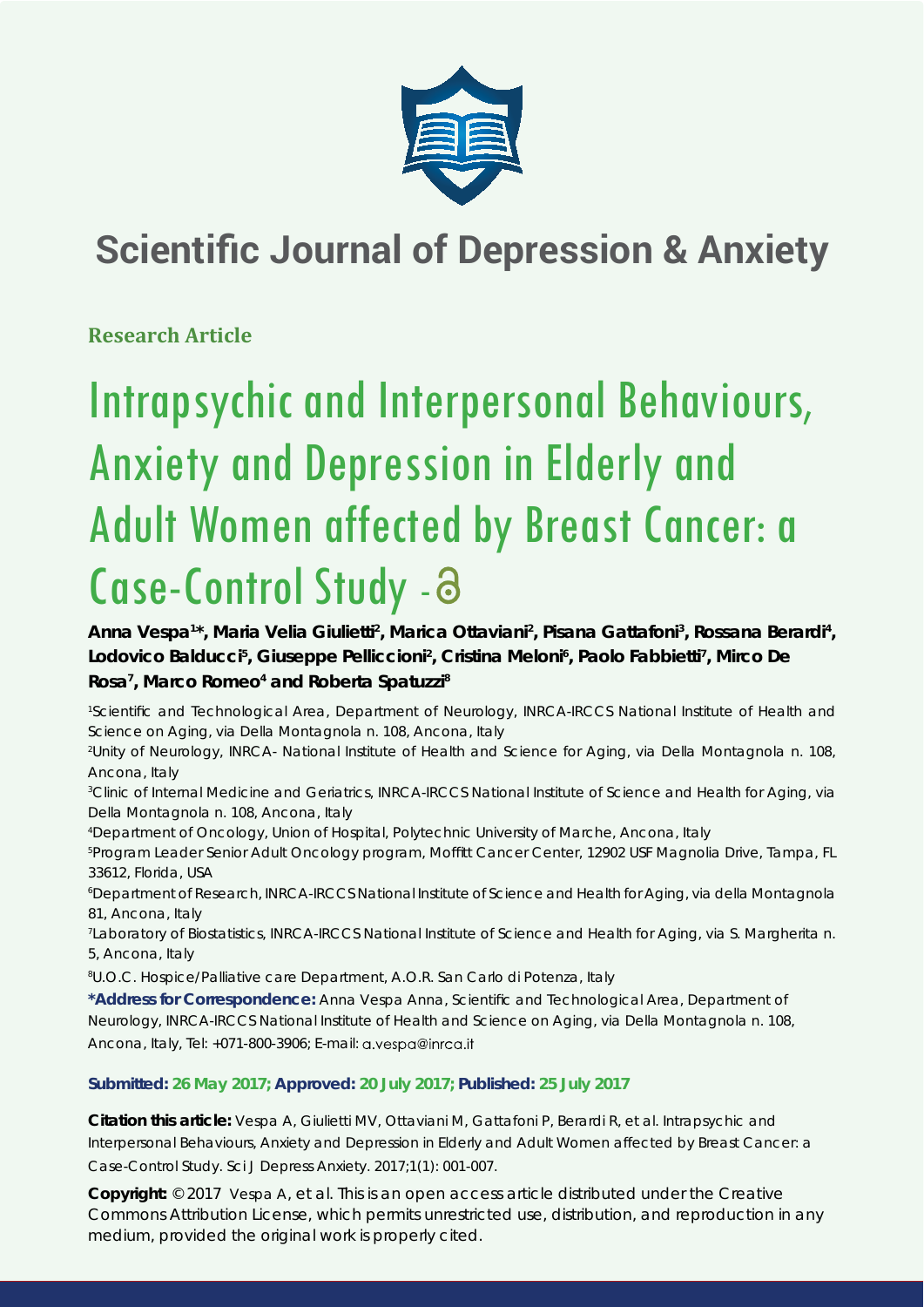# Scientific Journal of Depression & Anxiety

**Research Article**

# Intrapsychic and Interpersonal Behaviours, Anxiety and Depression in Elderly and Adult Women affected by Breast Cancer: a Case-Control Study

**Anna Vespa[1]*, Maria Velia Giulietti[2], Marica Ottaviani[2], Pisana Gattafoni[3], Rossana Berardi[4], Lodovico Balducci[5], Giuseppe Pelliccioni[2], Cristina Meloni[6], Paolo Fabbietti[7], Mirco De Rosa[7], Marco Romeo[4] and Roberta Spatuzzi[8]**

[1]Scientific and Technological Area, Department of Neurology, INRCA-IRCCS National Institute of Health and Science on Aging, via Della Montagnola n. 108, Ancona, Italy

[2]Unity of Neurology, INRCA- National Institute of Health and Science for Aging, via Della Montagnola n. 108, Ancona, Italy

[3]Clinic of Internal Medicine and Geriatrics, INRCA-IRCCS National Institute of Science and Health for Aging, via Della Montagnola n. 108, Ancona, Italy

[4]Department of Oncology, Union of Hospital, Polytechnic University of Marche, Ancona, Italy

[5]Program Leader Senior Adult Oncology program, Moffitt Cancer Center, 12902 USF Magnolia Drive, Tampa, FL 33612, Florida, USA

[6]Department of Research, INRCA-IRCCS National Institute of Science and Health for Aging, via della Montagnola 81, Ancona, Italy

[7]Laboratory of Biostatistics, INRCA-IRCCS National Institute of Science and Health for Aging, via S. Margherita n. 5, Ancona, Italy

[8]U.O.C. Hospice/Palliative care Department, A.O.R. San Carlo di Potenza, Italy

**\*Address for Correspondence:** Anna Vespa Anna, Scientific and Technological Area, Department of Neurology, INRCA-IRCCS National Institute of Health and Science on Aging, via Della Montagnola n. 108, Ancona, Italy, Tel: +071-800-3906; E-mail: a.vespa@inrca.it

**Submitted: 26 May 2017; Approved: 20 July 2017; Published: 25 July 2017**

**Citation this article:** Vespa A, Giulietti MV, Ottaviani M, Gattafoni P, Berardi R, et al. Intrapsychic and Interpersonal Behaviours, Anxiety and Depression in Elderly and Adult Women affected by Breast Cancer: a Case-Control Study. Sci J Depress Anxiety. 2017;1(1): 001-007.

**Copyright:** © 2017 Vespa A, et al. This is an open access article distributed under the Creative Commons Attribution License, which permits unrestricted use, distribution, and reproduction in any medium, provided the original work is properly cited.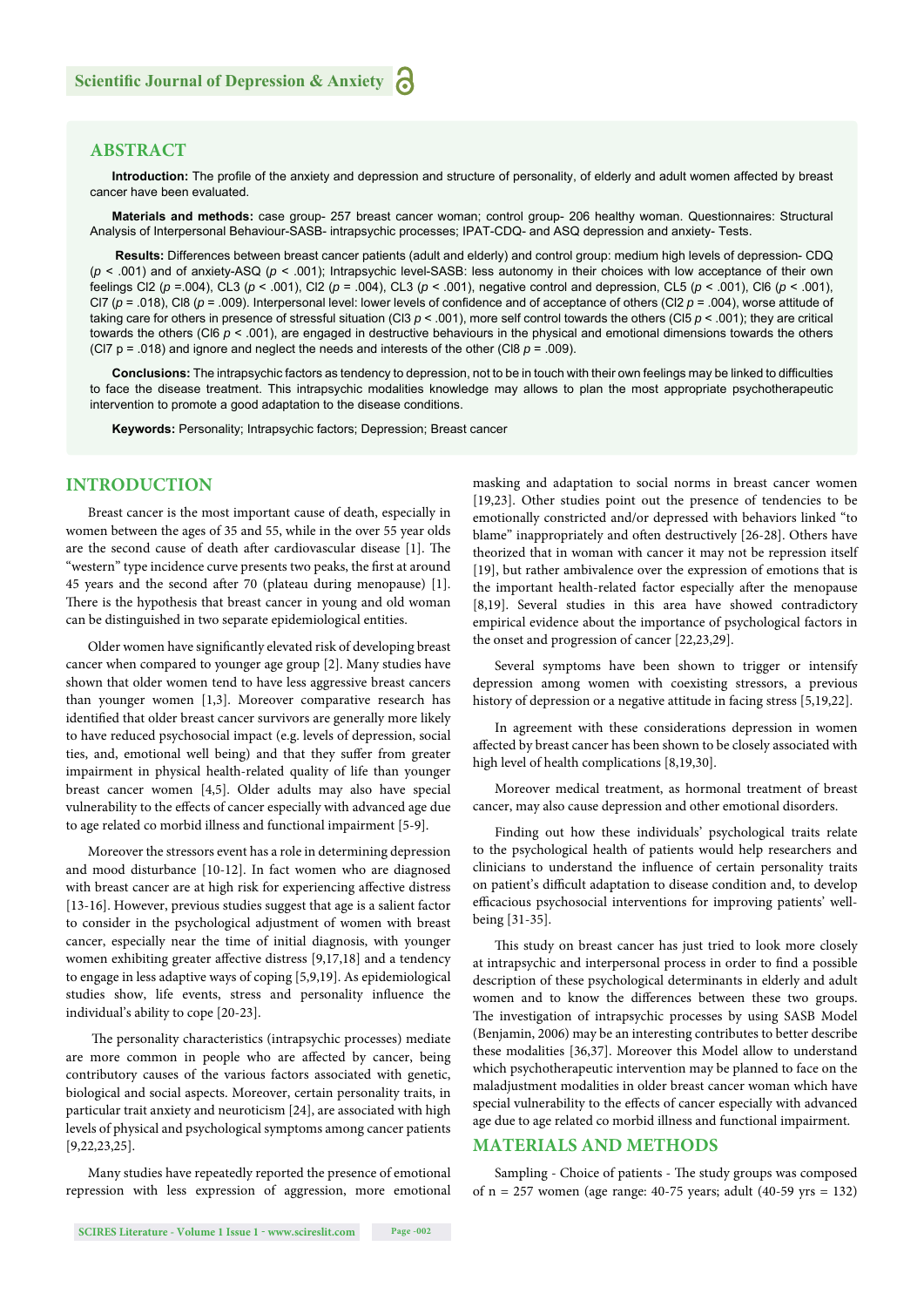## ABSTRACT

**Introduction:** The profile of the anxiety and depression and structure of personality, of elderly and adult women affected by breast cancer have been evaluated.

**Materials and methods:** case group- 257 breast cancer woman; control group- 206 healthy woman. Questionnaires: Structural Analysis of Interpersonal Behaviour-SASB- intrapsychic processes; IPAT-CDQ- and ASQ depression and anxiety- Tests.

**Results:** Differences between breast cancer patients (adult and elderly) and control group: medium high levels of depression- CDQ ($p < .001$) and of anxiety-ASQ ($p < .001$); Intrapsychic level-SASB: less autonomy in their choices with low acceptance of their own feelings CI2 ($p = .004$), CL3 ($p < .001$), CI2 ($p = .004$), CL3 ($p < .001$), negative control and depression, CL5 ($p < .001$), CI6 ($p < .001$), CI7 ($p = .018$), CI8 ($p = .009$). Interpersonal level: lower levels of confidence and of acceptance of others (CI2 $p = .004$), worse attitude of taking care for others in presence of stressful situation (CI3 $p < .001$), more self control towards the others (CI5 $p < .001$); they are critical towards the others (CI6 $p < .001$), are engaged in destructive behaviours in the physical and emotional dimensions towards the others (CI7 $p = .018$) and ignore and neglect the needs and interests of the other (CI8 $p = .009$).

**Conclusions:** The intrapsychic factors as tendency to depression, not to be in touch with their own feelings may be linked to difficulties to face the disease treatment. This intrapsychic modalities knowledge may allows to plan the most appropriate psychotherapeutic intervention to promote a good adaptation to the disease conditions.

**Keywords:** Personality; Intrapsychic factors; Depression; Breast cancer

## INTRODUCTION

Breast cancer is the most important cause of death, especially in women between the ages of 35 and 55, while in the over 55 year olds are the second cause of death after cardiovascular disease [1]. The "western" type incidence curve presents two peaks, the first at around 45 years and the second after 70 (plateau during menopause) [1]. There is the hypothesis that breast cancer in young and old woman can be distinguished in two separate epidemiological entities.

Older women have significantly elevated risk of developing breast cancer when compared to younger age group [2]. Many studies have shown that older women tend to have less aggressive breast cancers than younger women [1,3]. Moreover comparative research has identified that older breast cancer survivors are generally more likely to have reduced psychosocial impact (e.g. levels of depression, social ties, and, emotional well being) and that they suffer from greater impairment in physical health-related quality of life than younger breast cancer women [4,5]. Older adults may also have special vulnerability to the effects of cancer especially with advanced age due to age related co morbid illness and functional impairment [5-9].

Moreover the stressors event has a role in determining depression and mood disturbance [10-12]. In fact women who are diagnosed with breast cancer are at high risk for experiencing affective distress [13-16]. However, previous studies suggest that age is a salient factor to consider in the psychological adjustment of women with breast cancer, especially near the time of initial diagnosis, with younger women exhibiting greater affective distress [9,17,18] and a tendency to engage in less adaptive ways of coping [5,9,19]. As epidemiological studies show, life events, stress and personality influence the individual's ability to cope [20-23].

The personality characteristics (intrapsychic processes) mediate are more common in people who are affected by cancer, being contributory causes of the various factors associated with genetic, biological and social aspects. Moreover, certain personality traits, in particular trait anxiety and neuroticism [24], are associated with high levels of physical and psychological symptoms among cancer patients [9,22,23,25].

Many studies have repeatedly reported the presence of emotional repression with less expression of aggression, more emotional masking and adaptation to social norms in breast cancer women [19,23]. Other studies point out the presence of tendencies to be emotionally constricted and/or depressed with behaviors linked "to blame" inappropriately and often destructively [26-28]. Others have theorized that in woman with cancer it may not be repression itself [19], but rather ambivalence over the expression of emotions that is the important health-related factor especially after the menopause [8,19]. Several studies in this area have showed contradictory empirical evidence about the importance of psychological factors in the onset and progression of cancer [22,23,29].

Several symptoms have been shown to trigger or intensify depression among women with coexisting stressors, a previous history of depression or a negative attitude in facing stress [5,19,22].

In agreement with these considerations depression in women affected by breast cancer has been shown to be closely associated with high level of health complications [8,19,30].

Moreover medical treatment, as hormonal treatment of breast cancer, may also cause depression and other emotional disorders.

Finding out how these individuals' psychological traits relate to the psychological health of patients would help researchers and clinicians to understand the influence of certain personality traits on patient's difficult adaptation to disease condition and, to develop efficacious psychosocial interventions for improving patients' well-being [31-35].

This study on breast cancer has just tried to look more closely at intrapsychic and interpersonal process in order to find a possible description of these psychological determinants in elderly and adult women and to know the differences between these two groups. The investigation of intrapsychic processes by using SASB Model (Benjamin, 2006) may be an interesting contributes to better describe these modalities [36,37]. Moreover this Model allow to understand which psychotherapeutic intervention may be planned to face on the maladjustment modalities in older breast cancer woman which have special vulnerability to the effects of cancer especially with advanced age due to age related co morbid illness and functional impairment.

## MATERIALS AND METHODS

Sampling - Choice of patients - The study groups was composed of n = 257 women (age range: 40-75 years; adult (40-59 yrs = 132)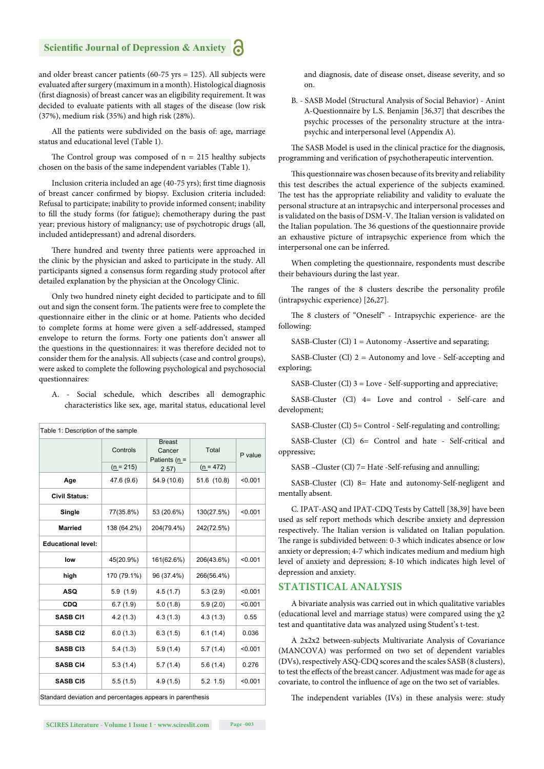and older breast cancer patients (60-75 yrs = 125). All subjects were evaluated after surgery (maximum in a month). Histological diagnosis (first diagnosis) of breast cancer was an eligibility requirement. It was decided to evaluate patients with all stages of the disease (low risk (37%), medium risk (35%) and high risk (28%).

All the patients were subdivided on the basis of: age, marriage status and educational level (Table 1).

The Control group was composed of n = 215 healthy subjects chosen on the basis of the same independent variables (Table 1).

Inclusion criteria included an age (40-75 yrs); first time diagnosis of breast cancer confirmed by biopsy. Exclusion criteria included: Refusal to participate; inability to provide informed consent; inability to fill the study forms (for fatigue); chemotherapy during the past year; previous history of malignancy; use of psychotropic drugs (all, included antidepressant) and adrenal disorders.

There hundred and twenty three patients were approached in the clinic by the physician and asked to participate in the study. All participants signed a consensus form regarding study protocol after detailed explanation by the physician at the Oncology Clinic.

Only two hundred ninety eight decided to participate and to fill out and sign the consent form. The patients were free to complete the questionnaire either in the clinic or at home. Patients who decided to complete forms at home were given a self-addressed, stamped envelope to return the forms. Forty one patients don't answer all the questions in the questionnaires: it was therefore decided not to consider them for the analysis. All subjects (case and control groups), were asked to complete the following psychological and psychosocial questionnaires:

A. - Social schedule, which describes all demographic characteristics like sex, age, marital status, educational level and diagnosis, date of disease onset, disease severity, and so on.

B. - SASB Model (Structural Analysis of Social Behavior) - Anint A-Questionnaire by L.S. Benjamin [36,37] that describes the psychic processes of the personality structure at the intra-psychic and interpersonal level (Appendix A).

Table 1: Description of the sample

| | Controls (n = 215) | Breast Cancer Patients (n = 2 57) | Total (n = 472) | P value |
|---|---|---|---|---|
| **Age** | 47.6 (9.6) | 54.9 (10.6) | 51.6 (10.8) | <0.001 |
| **Civil Status:** | | | | |
| **Single** | 77(35.8%) | 53 (20.6%) | 130(27.5%) | <0.001 |
| **Married** | 138 (64.2%) | 204(79.4%) | 242(72.5%) | |
| **Educational level:** | | | | |
| **low** | 45(20.9%) | 161(62.6%) | 206(43.6%) | <0.001 |
| **high** | 170 (79.1%) | 96 (37.4%) | 266(56.4%) | |
| **ASQ** | 5.9 (1.9) | 4.5 (1.7) | 5.3 (2.9) | <0.001 |
| **CDQ** | 6.7 (1.9) | 5.0 (1.8) | 5.9 (2.0) | <0.001 |
| **SASB Cl1** | 4.2 (1.3) | 4.3 (1.3) | 4.3 (1.3) | 0.55 |
| **SASB Cl2** | 6.0 (1.3) | 6.3 (1.5) | 6.1 (1.4) | 0.036 |
| **SASB Cl3** | 5.4 (1.3) | 5.9 (1.4) | 5.7 (1.4) | <0.001 |
| **SASB Cl4** | 5.3 (1.4) | 5.7 (1.4) | 5.6 (1.4) | 0.276 |
| **SASB Cl5** | 5.5 (1.5) | 4.9 (1.5) | 5.2 1.5) | <0.001 |

Standard deviation and percentages appears in parenthesis

The SASB Model is used in the clinical practice for the diagnosis, programming and verification of psychotherapeutic intervention.

This questionnaire was chosen because of its brevity and reliability this test describes the actual experience of the subjects examined. The test has the appropriate reliability and validity to evaluate the personal structure at an intrapsychic and interpersonal processes and is validated on the basis of DSM-V. The Italian version is validated on the Italian population. The 36 questions of the questionnaire provide an exhaustive picture of intrapsychic experience from which the interpersonal one can be inferred.

When completing the questionnaire, respondents must describe their behaviours during the last year.

The ranges of the 8 clusters describe the personality profile (intrapsychic experience) [26,27].

The 8 clusters of "Oneself" - Intrapsychic experience- are the following:

SASB-Cluster (Cl) 1 = Autonomy -Assertive and separating;

SASB-Cluster (Cl) 2 = Autonomy and love - Self-accepting and exploring;

SASB-Cluster (Cl) 3 = Love - Self-supporting and appreciative;

SASB-Cluster (Cl) 4= Love and control - Self-care and development;

SASB-Cluster (Cl) 5= Control - Self-regulating and controlling;

SASB-Cluster (Cl) 6= Control and hate - Self-critical and oppressive;

SASB –Cluster (Cl) 7= Hate -Self-refusing and annulling;

SASB-Cluster (Cl) 8= Hate and autonomy-Self-negligent and mentally absent.

C. IPAT-ASQ and IPAT-CDQ Tests by Cattell [38,39] have been used as self report methods which describe anxiety and depression respectively. The Italian version is validated on Italian population. The range is subdivided between: 0-3 which indicates absence or low anxiety or depression; 4-7 which indicates medium and medium high level of anxiety and depression; 8-10 which indicates high level of depression and anxiety.

## STATISTICAL ANALYSIS

A bivariate analysis was carried out in which qualitative variables (educational level and marriage status) were compared using the $\chi 2$ test and quantitative data was analyzed using Student's t-test.

A 2x2x2 between-subjects Multivariate Analysis of Covariance (MANCOVA) was performed on two set of dependent variables (DVs), respectively ASQ-CDQ scores and the scales SASB (8 clusters), to test the effects of the breast cancer. Adjustment was made for age as covariate, to control the influence of age on the two set of variables.

The independent variables (IVs) in these analysis were: study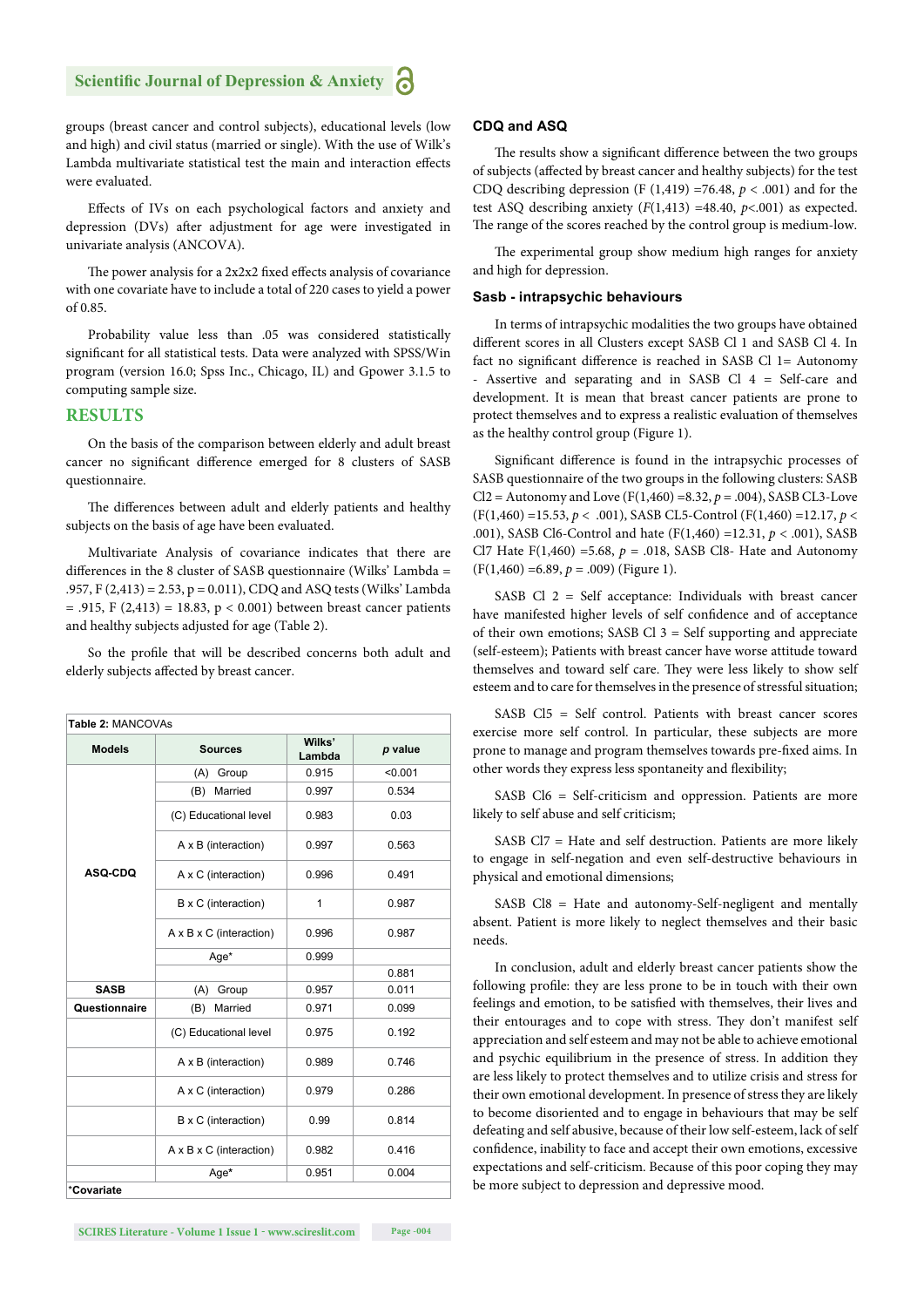groups (breast cancer and control subjects), educational levels (low and high) and civil status (married or single). With the use of Wilk's Lambda multivariate statistical test the main and interaction effects were evaluated.

Effects of IVs on each psychological factors and anxiety and depression (DVs) after adjustment for age were investigated in univariate analysis (ANCOVA).

The power analysis for a 2x2x2 fixed effects analysis of covariance with one covariate have to include a total of 220 cases to yield a power of 0.85.

Probability value less than .05 was considered statistically significant for all statistical tests. Data were analyzed with SPSS/Win program (version 16.0; Spss Inc., Chicago, IL) and Gpower 3.1.5 to computing sample size.

## RESULTS

On the basis of the comparison between elderly and adult breast cancer no significant difference emerged for 8 clusters of SASB questionnaire.

The differences between adult and elderly patients and healthy subjects on the basis of age have been evaluated.

Multivariate Analysis of covariance indicates that there are differences in the 8 cluster of SASB questionnaire (Wilks' Lambda = .957, F (2,413) = 2.53, p = 0.011), CDQ and ASQ tests (Wilks' Lambda = .915, F (2,413) = 18.83, p < 0.001) between breast cancer patients and healthy subjects adjusted for age (Table 2).

So the profile that will be described concerns both adult and elderly subjects affected by breast cancer.

**Table 2:** MANCOVAs

| Models | Sources | Wilks' Lambda | *p* value |
|---|---|---|---|
| ASQ-CDQ | (A) Group | 0.915 | <0.001 |
| | (B) Married | 0.997 | 0.534 |
| | (C) Educational level | 0.983 | 0.03 |
| | A x B (interaction) | 0.997 | 0.563 |
| | A x C (interaction) | 0.996 | 0.491 |
| | B x C (interaction) | 1 | 0.987 |
| | A x B x C (interaction) | 0.996 | 0.987 |
| | Age* | 0.999 | |
| | | | 0.881 |
| SASB Questionnaire | (A) Group | 0.957 | 0.011 |
| | (B) Married | 0.971 | 0.099 |
| | (C) Educational level | 0.975 | 0.192 |
| | A x B (interaction) | 0.989 | 0.746 |
| | A x C (interaction) | 0.979 | 0.286 |
| | B x C (interaction) | 0.99 | 0.814 |
| | A x B x C (interaction) | 0.982 | 0.416 |
| | Age* | 0.951 | 0.004 |

*Covariate

### CDQ and ASQ

The results show a significant difference between the two groups of subjects (affected by breast cancer and healthy subjects) for the test CDQ describing depression (F (1,419) =76.48, *p* < .001) and for the test ASQ describing anxiety (*F*(1,413) =48.40, *p*<.001) as expected. The range of the scores reached by the control group is medium-low.

The experimental group show medium high ranges for anxiety and high for depression.

### Sasb - intrapsychic behaviours

In terms of intrapsychic modalities the two groups have obtained different scores in all Clusters except SASB Cl 1 and SASB Cl 4. In fact no significant difference is reached in SASB Cl 1= Autonomy - Assertive and separating and in SASB Cl 4 = Self-care and development. It is mean that breast cancer patients are prone to protect themselves and to express a realistic evaluation of themselves as the healthy control group (Figure 1).

Significant difference is found in the intrapsychic processes of SASB questionnaire of the two groups in the following clusters: SASB Cl2 = Autonomy and Love (F(1,460) =8.32, *p* = .004), SASB CL3-Love (F(1,460) =15.53, *p* < .001), SASB CL5-Control (F(1,460) =12.17, *p* < .001), SASB Cl6-Control and hate (F(1,460) =12.31, *p* < .001), SASB Cl7 Hate F(1,460) =5.68, *p* = .018, SASB Cl8- Hate and Autonomy (F(1,460) =6.89, *p* = .009) (Figure 1).

SASB Cl 2 = Self acceptance: Individuals with breast cancer have manifested higher levels of self confidence and of acceptance of their own emotions; SASB Cl 3 = Self supporting and appreciate (self-esteem); Patients with breast cancer have worse attitude toward themselves and toward self care. They were less likely to show self esteem and to care for themselves in the presence of stressful situation;

SASB Cl5 = Self control. Patients with breast cancer scores exercise more self control. In particular, these subjects are more prone to manage and program themselves towards pre-fixed aims. In other words they express less spontaneity and flexibility;

SASB Cl6 = Self-criticism and oppression. Patients are more likely to self abuse and self criticism;

SASB Cl7 = Hate and self destruction. Patients are more likely to engage in self-negation and even self-destructive behaviours in physical and emotional dimensions;

SASB Cl8 = Hate and autonomy-Self-negligent and mentally absent. Patient is more likely to neglect themselves and their basic needs.

In conclusion, adult and elderly breast cancer patients show the following profile: they are less prone to be in touch with their own feelings and emotion, to be satisfied with themselves, their lives and their entourages and to cope with stress. They don't manifest self appreciation and self esteem and may not be able to achieve emotional and psychic equilibrium in the presence of stress. In addition they are less likely to protect themselves and to utilize crisis and stress for their own emotional development. In presence of stress they are likely to become disoriented and to engage in behaviours that may be self defeating and self abusive, because of their low self-esteem, lack of self confidence, inability to face and accept their own emotions, excessive expectations and self-criticism. Because of this poor coping they may be more subject to depression and depressive mood.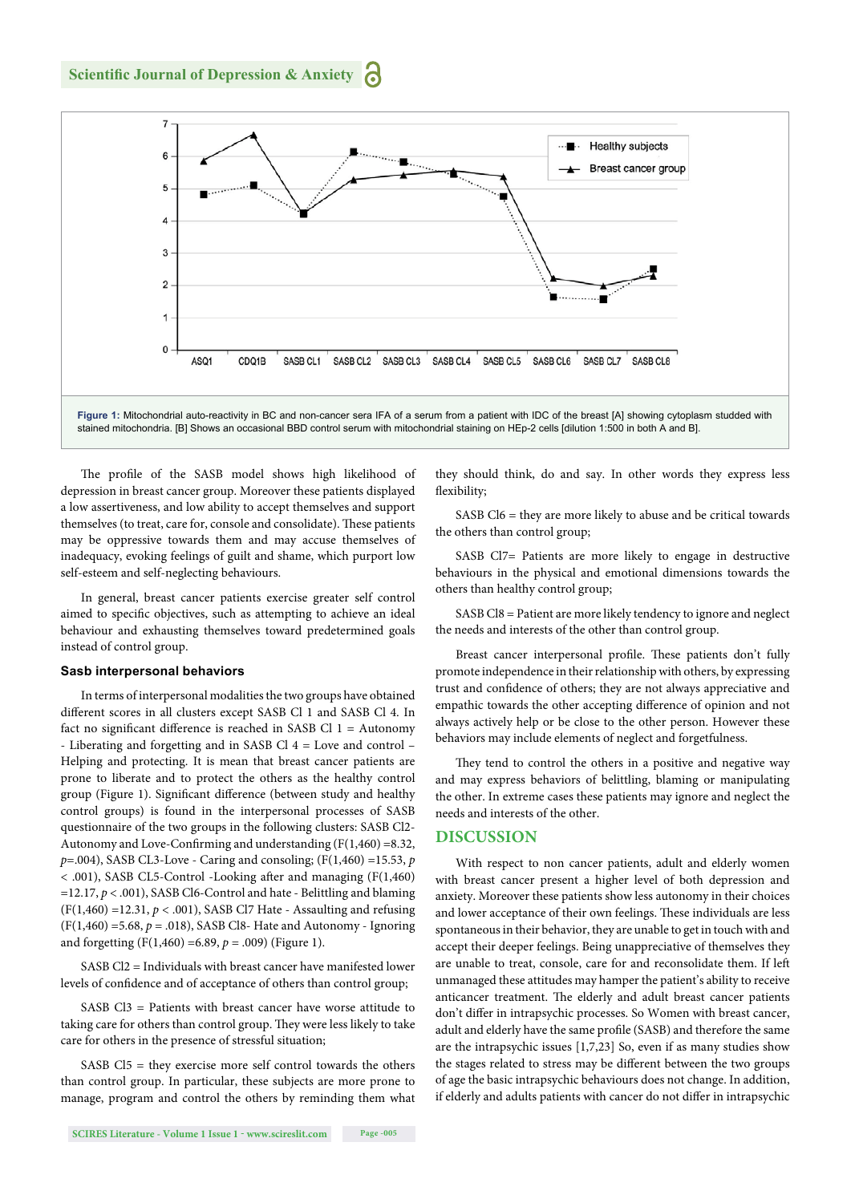Figure 1: Mitochondrial auto-reactivity in BC and non-cancer sera IFA of a serum from a patient with IDC of the breast [A] showing cytoplasm studded with stained mitochondria. [B] Shows an occasional BBD control serum with mitochondrial staining on HEp-2 cells [dilution 1:500 in both A and B].

The profile of the SASB model shows high likelihood of depression in breast cancer group. Moreover these patients displayed a low assertiveness, and low ability to accept themselves and support themselves (to treat, care for, console and consolidate). These patients may be oppressive towards them and may accuse themselves of inadequacy, evoking feelings of guilt and shame, which purport low self-esteem and self-neglecting behaviours.

In general, breast cancer patients exercise greater self control aimed to specific objectives, such as attempting to achieve an ideal behaviour and exhausting themselves toward predetermined goals instead of control group.

### Sasb interpersonal behaviors

In terms of interpersonal modalities the two groups have obtained different scores in all clusters except SASB Cl 1 and SASB Cl 4. In fact no significant difference is reached in SASB Cl 1 = Autonomy - Liberating and forgetting and in SASB Cl 4 = Love and control - Helping and protecting. It is mean that breast cancer patients are prone to liberate and to protect the others as the healthy control group (Figure 1). Significant difference (between study and healthy control groups) is found in the interpersonal processes of SASB questionnaire of the two groups in the following clusters: SASB Cl2-Autonomy and Love-Confirming and understanding ($F(1,460) = 8.32$, $p = .004$), SASB CL3-Love - Caring and consoling; ($F(1,460) = 15.53$, $p < .001$), SASB CL5-Control -Looking after and managing ($F(1,460) = 12.17$, $p < .001$), SASB Cl6-Control and hate - Belittling and blaming ($F(1,460) = 12.31$, $p < .001$), SASB Cl7 Hate - Assaulting and refusing ($F(1,460) = 5.68$, $p = .018$), SASB Cl8- Hate and Autonomy - Ignoring and forgetting ($F(1,460) = 6.89$, $p = .009$) (Figure 1).

SASB Cl2 = Individuals with breast cancer have manifested lower levels of confidence and of acceptance of others than control group;

SASB Cl3 = Patients with breast cancer have worse attitude to taking care for others than control group. They were less likely to take care for others in the presence of stressful situation;

SASB Cl5 = they exercise more self control towards the others than control group. In particular, these subjects are more prone to manage, program and control the others by reminding them what they should think, do and say. In other words they express less flexibility;

SASB Cl6 = they are more likely to abuse and be critical towards the others than control group;

SASB Cl7= Patients are more likely to engage in destructive behaviours in the physical and emotional dimensions towards the others than healthy control group;

SASB Cl8 = Patient are more likely tendency to ignore and neglect the needs and interests of the other than control group.

Breast cancer interpersonal profile. These patients don't fully promote independence in their relationship with others, by expressing trust and confidence of others; they are not always appreciative and empathic towards the other accepting difference of opinion and not always actively help or be close to the other person. However these behaviors may include elements of neglect and forgetfulness.

They tend to control the others in a positive and negative way and may express behaviors of belittling, blaming or manipulating the other. In extreme cases these patients may ignore and neglect the needs and interests of the other.

## DISCUSSION

With respect to non cancer patients, adult and elderly women with breast cancer present a higher level of both depression and anxiety. Moreover these patients show less autonomy in their choices and lower acceptance of their own feelings. These individuals are less spontaneous in their behavior, they are unable to get in touch with and accept their deeper feelings. Being unappreciative of themselves they are unable to treat, console, care for and reconsolidate them. If left unmanaged these attitudes may hamper the patient's ability to receive anticancer treatment. The elderly and adult breast cancer patients don't differ in intrapsychic processes. So Women with breast cancer, adult and elderly have the same profile (SASB) and therefore the same are the intrapsychic issues [1,7,23] So, even if as many studies show the stages related to stress may be different between the two groups of age the basic intrapsychic behaviours does not change. In addition, if elderly and adults patients with cancer do not differ in intrapsychic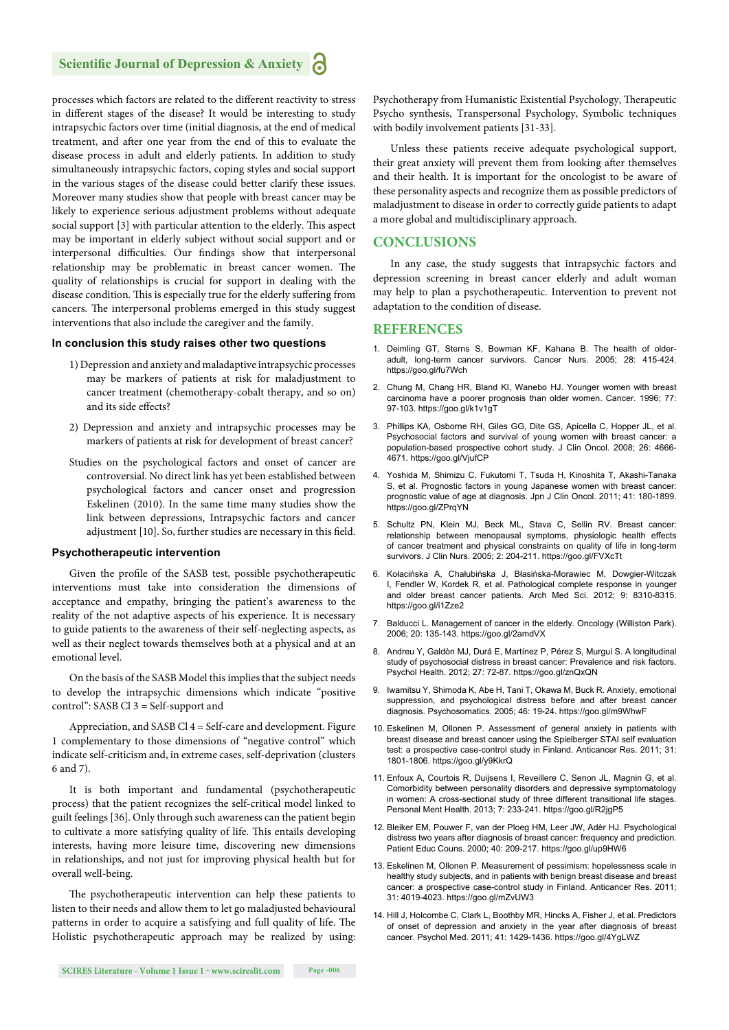processes which factors are related to the different reactivity to stress in different stages of the disease? It would be interesting to study intrapsychic factors over time (initial diagnosis, at the end of medical treatment, and after one year from the end of this to evaluate the disease process in adult and elderly patients. In addition to study simultaneously intrapsychic factors, coping styles and social support in the various stages of the disease could better clarify these issues. Moreover many studies show that people with breast cancer may be likely to experience serious adjustment problems without adequate social support [3] with particular attention to the elderly. This aspect may be important in elderly subject without social support and or interpersonal difficulties. Our findings show that interpersonal relationship may be problematic in breast cancer women. The quality of relationships is crucial for support in dealing with the disease condition. This is especially true for the elderly suffering from cancers. The interpersonal problems emerged in this study suggest interventions that also include the caregiver and the family.

#### In conclusion this study raises other two questions

1) Depression and anxiety and maladaptive intrapsychic processes may be markers of patients at risk for maladjustment to cancer treatment (chemotherapy-cobalt therapy, and so on) and its side effects?

2) Depression and anxiety and intrapsychic processes may be markers of patients at risk for development of breast cancer?

Studies on the psychological factors and onset of cancer are controversial. No direct link has yet been established between psychological factors and cancer onset and progression Eskelinen (2010). In the same time many studies show the link between depressions, Intrapsychic factors and cancer adjustment [10]. So, further studies are necessary in this field.

#### Psychotherapeutic intervention

Given the profile of the SASB test, possible psychotherapeutic interventions must take into consideration the dimensions of acceptance and empathy, bringing the patient's awareness to the reality of the not adaptive aspects of his experience. It is necessary to guide patients to the awareness of their self-neglecting aspects, as well as their neglect towards themselves both at a physical and at an emotional level.

On the basis of the SASB Model this implies that the subject needs to develop the intrapsychic dimensions which indicate "positive control": SASB Cl 3 = Self-support and

Appreciation, and SASB Cl 4 = Self-care and development. Figure 1 complementary to those dimensions of "negative control" which indicate self-criticism and, in extreme cases, self-deprivation (clusters 6 and 7).

It is both important and fundamental (psychotherapeutic process) that the patient recognizes the self-critical model linked to guilt feelings [36]. Only through such awareness can the patient begin to cultivate a more satisfying quality of life. This entails developing interests, having more leisure time, discovering new dimensions in relationships, and not just for improving physical health but for overall well-being.

The psychotherapeutic intervention can help these patients to listen to their needs and allow them to let go maladjusted behavioural patterns in order to acquire a satisfying and full quality of life. The Holistic psychotherapeutic approach may be realized by using: Psychotherapy from Humanistic Existential Psychology, Therapeutic Psycho synthesis, Transpersonal Psychology, Symbolic techniques with bodily involvement patients [31-33].

Unless these patients receive adequate psychological support, their great anxiety will prevent them from looking after themselves and their health. It is important for the oncologist to be aware of these personality aspects and recognize them as possible predictors of maladjustment to disease in order to correctly guide patients to adapt a more global and multidisciplinary approach.

## CONCLUSIONS

In any case, the study suggests that intrapsychic factors and depression screening in breast cancer elderly and adult woman may help to plan a psychotherapeutic. Intervention to prevent not adaptation to the condition of disease.

## REFERENCES

1. Deimling GT, Sterns S, Bowman KF, Kahana B. The health of older-adult, long-term cancer survivors. Cancer Nurs. 2005; 28: 415-424. https://goo.gl/fu7Wch
2. Chung M, Chang HR, Bland KI, Wanebo HJ. Younger women with breast carcinoma have a poorer prognosis than older women. Cancer. 1996; 77: 97-103. https://goo.gl/k1v1gT
3. Phillips KA, Osborne RH, Giles GG, Dite GS, Apicella C, Hopper JL, et al. Psychosocial factors and survival of young women with breast cancer: a population-based prospective cohort study. J Clin Oncol. 2008; 26: 4666-4671. https://goo.gl/VjufCP
4. Yoshida M, Shimizu C, Fukutomi T, Tsuda H, Kinoshita T, Akashi-Tanaka S, et al. Prognostic factors in young Japanese women with breast cancer: prognostic value of age at diagnosis. Jpn J Clin Oncol. 2011; 41: 180-1899. https://goo.gl/ZPrqYN
5. Schultz PN, Klein MJ, Beck ML, Stava C, Sellin RV. Breast cancer: relationship between menopausal symptoms, physiologic health effects of cancer treatment and physical constraints on quality of life in long-term survivors. J Clin Nurs. 2005; 2: 204-211. https://goo.gl/FVXcTt
6. Kołacińska A, Chałubińska J, Błasińska-Morawiec M, Dowgier-Witczak I, Fendler W, Kordek R, et al. Pathological complete response in younger and older breast cancer patients. Arch Med Sci. 2012; 9: 8310-8315. https://goo.gl/i1Zze2
7. Balducci L. Management of cancer in the elderly. Oncology (Williston Park). 2006; 20: 135-143. https://goo.gl/2amdVX
8. Andreu Y, Galdòn MJ, Durá E, Martínez P, Pérez S, Murgui S. A longitudinal study of psychosocial distress in breast cancer: Prevalence and risk factors. Psychol Health. 2012; 27: 72-87. https://goo.gl/znQxQN
9. Iwamitsu Y, Shimoda K, Abe H, Tani T, Okawa M, Buck R. Anxiety, emotional suppression, and psychological distress before and after breast cancer diagnosis. Psychosomatics. 2005; 46: 19-24. https://goo.gl/m9WhwF
10. Eskelinen M, Ollonen P. Assessment of general anxiety in patients with breast disease and breast cancer using the Spielberger STAI self evaluation test: a prospective case-control study in Finland. Anticancer Res. 2011; 31: 1801-1806. https://goo.gl/y9KkrQ
11. Enfoux A, Courtois R, Duijsens I, Reveillere C, Senon JL, Magnin G, et al. Comorbidity between personality disorders and depressive symptomatology in women: A cross-sectional study of three different transitional life stages. Personal Ment Health. 2013; 7: 233-241. https://goo.gl/R2jgP5
12. Bleiker EM, Pouwer F, van der Ploeg HM, Leer JW, Adèr HJ. Psychological distress two years after diagnosis of breast cancer: frequency and prediction. Patient Educ Couns. 2000; 40: 209-217. https://goo.gl/up9HW6
13. Eskelinen M, Ollonen P. Measurement of pessimism: hopelessness scale in healthy study subjects, and in patients with benign breast disease and breast cancer: a prospective case-control study in Finland. Anticancer Res. 2011; 31: 4019-4023. https://goo.gl/mZvUW3
14. Hill J, Holcombe C, Clark L, Boothby MR, Hincks A, Fisher J, et al. Predictors of onset of depression and anxiety in the year after diagnosis of breast cancer. Psychol Med. 2011; 41: 1429-1436. https://goo.gl/4YgLWZ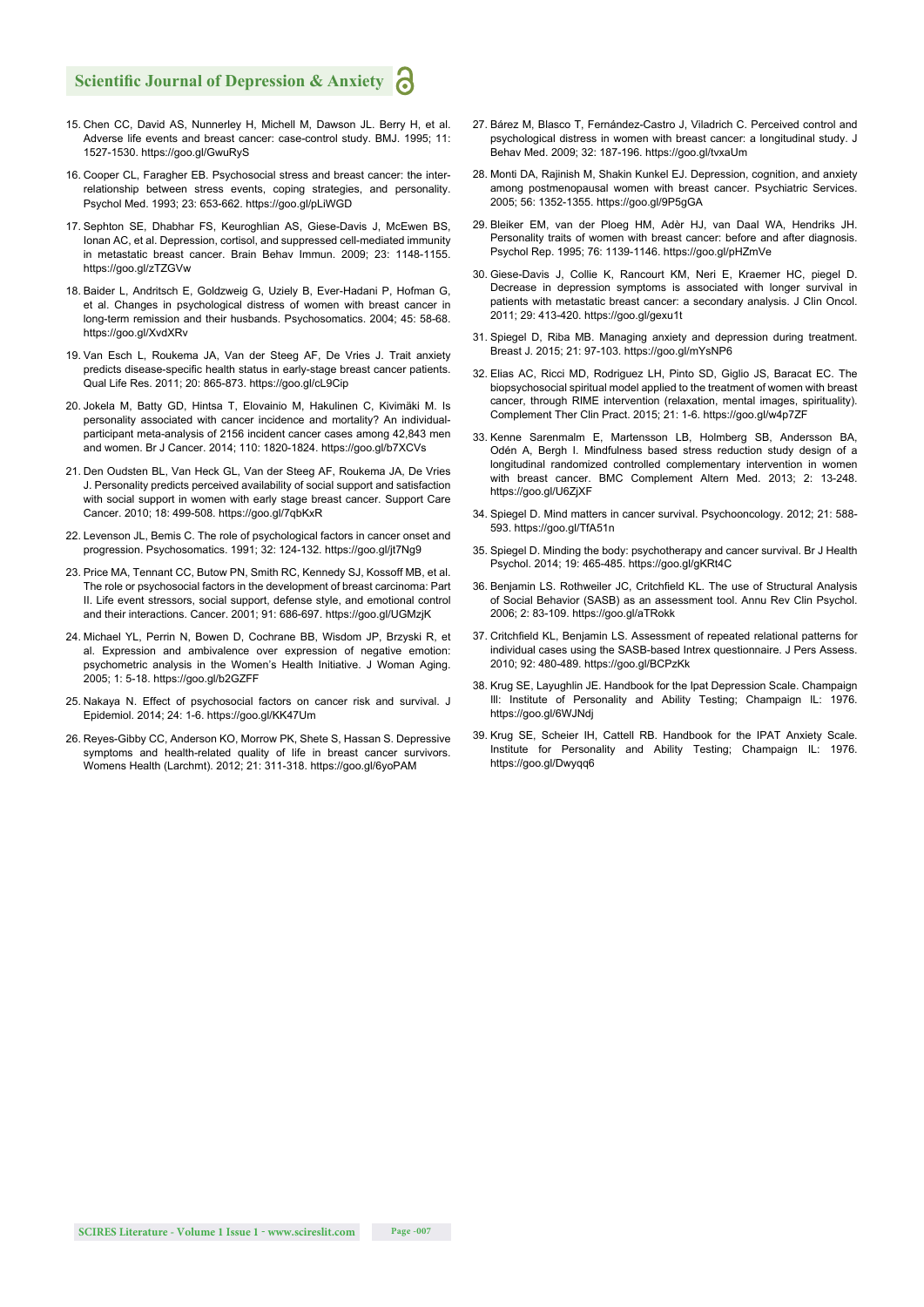15. Chen CC, David AS, Nunnerley H, Michell M, Dawson JL. Berry H, et al. Adverse life events and breast cancer: case-control study. BMJ. 1995; 11: 1527-1530. https://goo.gl/GwuRyS

16. Cooper CL, Faragher EB. Psychosocial stress and breast cancer: the inter-relationship between stress events, coping strategies, and personality. Psychol Med. 1993; 23: 653-662. https://goo.gl/pLiWGD

17. Sephton SE, Dhabhar FS, Keuroghlian AS, Giese-Davis J, McEwen BS, Ionan AC, et al. Depression, cortisol, and suppressed cell-mediated immunity in metastatic breast cancer. Brain Behav Immun. 2009; 23: 1148-1155. https://goo.gl/zTZGVw

18. Baider L, Andritsch E, Goldzweig G, Uziely B, Ever-Hadani P, Hofman G, et al. Changes in psychological distress of women with breast cancer in long-term remission and their husbands. Psychosomatics. 2004; 45: 58-68. https://goo.gl/XvdXRv

19. Van Esch L, Roukema JA, Van der Steeg AF, De Vries J. Trait anxiety predicts disease-specific health status in early-stage breast cancer patients. Qual Life Res. 2011; 20: 865-873. https://goo.gl/cL9Cip

20. Jokela M, Batty GD, Hintsa T, Elovainio M, Hakulinen C, Kivimäki M. Is personality associated with cancer incidence and mortality? An individual-participant meta-analysis of 2156 incident cancer cases among 42,843 men and women. Br J Cancer. 2014; 110: 1820-1824. https://goo.gl/b7XCVs

21. Den Oudsten BL, Van Heck GL, Van der Steeg AF, Roukema JA, De Vries J. Personality predicts perceived availability of social support and satisfaction with social support in women with early stage breast cancer. Support Care Cancer. 2010; 18: 499-508. https://goo.gl/7qbKxR

22. Levenson JL, Bemis C. The role of psychological factors in cancer onset and progression. Psychosomatics. 1991; 32: 124-132. https://goo.gl/jt7Ng9

23. Price MA, Tennant CC, Butow PN, Smith RC, Kennedy SJ, Kossoff MB, et al. The role or psychosocial factors in the development of breast carcinoma: Part II. Life event stressors, social support, defense style, and emotional control and their interactions. Cancer. 2001; 91: 686-697. https://goo.gl/UGMzjK

24. Michael YL, Perrin N, Bowen D, Cochrane BB, Wisdom JP, Brzyski R, et al. Expression and ambivalence over expression of negative emotion: psychometric analysis in the Women's Health Initiative. J Woman Aging. 2005; 1: 5-18. https://goo.gl/b2GZFF

25. Nakaya N. Effect of psychosocial factors on cancer risk and survival. J Epidemiol. 2014; 24: 1-6. https://goo.gl/KK47Um

26. Reyes-Gibby CC, Anderson KO, Morrow PK, Shete S, Hassan S. Depressive symptoms and health-related quality of life in breast cancer survivors. Womens Health (Larchmt). 2012; 21: 311-318. https://goo.gl/6yoPAM

27. Bárez M, Blasco T, Fernández-Castro J, Viladrich C. Perceived control and psychological distress in women with breast cancer: a longitudinal study. J Behav Med. 2009; 32: 187-196. https://goo.gl/tvxaUm

28. Monti DA, Rajinish M, Shakin Kunkel EJ. Depression, cognition, and anxiety among postmenopausal women with breast cancer. Psychiatric Services. 2005; 56: 1352-1355. https://goo.gl/9P5gGA

29. Bleiker EM, van der Ploeg HM, Adèr HJ, van Daal WA, Hendriks JH. Personality traits of women with breast cancer: before and after diagnosis. Psychol Rep. 1995; 76: 1139-1146. https://goo.gl/pHZmVe

30. Giese-Davis J, Collie K, Rancourt KM, Neri E, Kraemer HC, piegel D. Decrease in depression symptoms is associated with longer survival in patients with metastatic breast cancer: a secondary analysis. J Clin Oncol. 2011; 29: 413-420. https://goo.gl/gexu1t

31. Spiegel D, Riba MB. Managing anxiety and depression during treatment. Breast J. 2015; 21: 97-103. https://goo.gl/mYsNP6

32. Elias AC, Ricci MD, Rodriguez LH, Pinto SD, Giglio JS, Baracat EC. The biopsychosocial spiritual model applied to the treatment of women with breast cancer, through RIME intervention (relaxation, mental images, spirituality). Complement Ther Clin Pract. 2015; 21: 1-6. https://goo.gl/w4p7ZF

33. Kenne Sarenmalm E, Martensson LB, Holmberg SB, Andersson BA, Odén A, Bergh I. Mindfulness based stress reduction study design of a longitudinal randomized controlled complementary intervention in women with breast cancer. BMC Complement Altern Med. 2013; 2: 13-248. https://goo.gl/U6ZjXF

34. Spiegel D. Mind matters in cancer survival. Psychooncology. 2012; 21: 588-593. https://goo.gl/TfA51n

35. Spiegel D. Minding the body: psychotherapy and cancer survival. Br J Health Psychol. 2014; 19: 465-485. https://goo.gl/gKRt4C

36. Benjamin LS. Rothweiler JC, Critchfield KL. The use of Structural Analysis of Social Behavior (SASB) as an assessment tool. Annu Rev Clin Psychol. 2006; 2: 83-109. https://goo.gl/aTRokk

37. Critchfield KL, Benjamin LS. Assessment of repeated relational patterns for individual cases using the SASB-based Intrex questionnaire. J Pers Assess. 2010; 92: 480-489. https://goo.gl/BCPzKk

38. Krug SE, Layughlin JE. Handbook for the Ipat Depression Scale. Champaign Ill: Institute of Personality and Ability Testing; Champaign IL: 1976. https://goo.gl/6WJNdj

39. Krug SE, Scheier IH, Cattell RB. Handbook for the IPAT Anxiety Scale. Institute for Personality and Ability Testing; Champaign IL: 1976. https://goo.gl/Dwyqq6